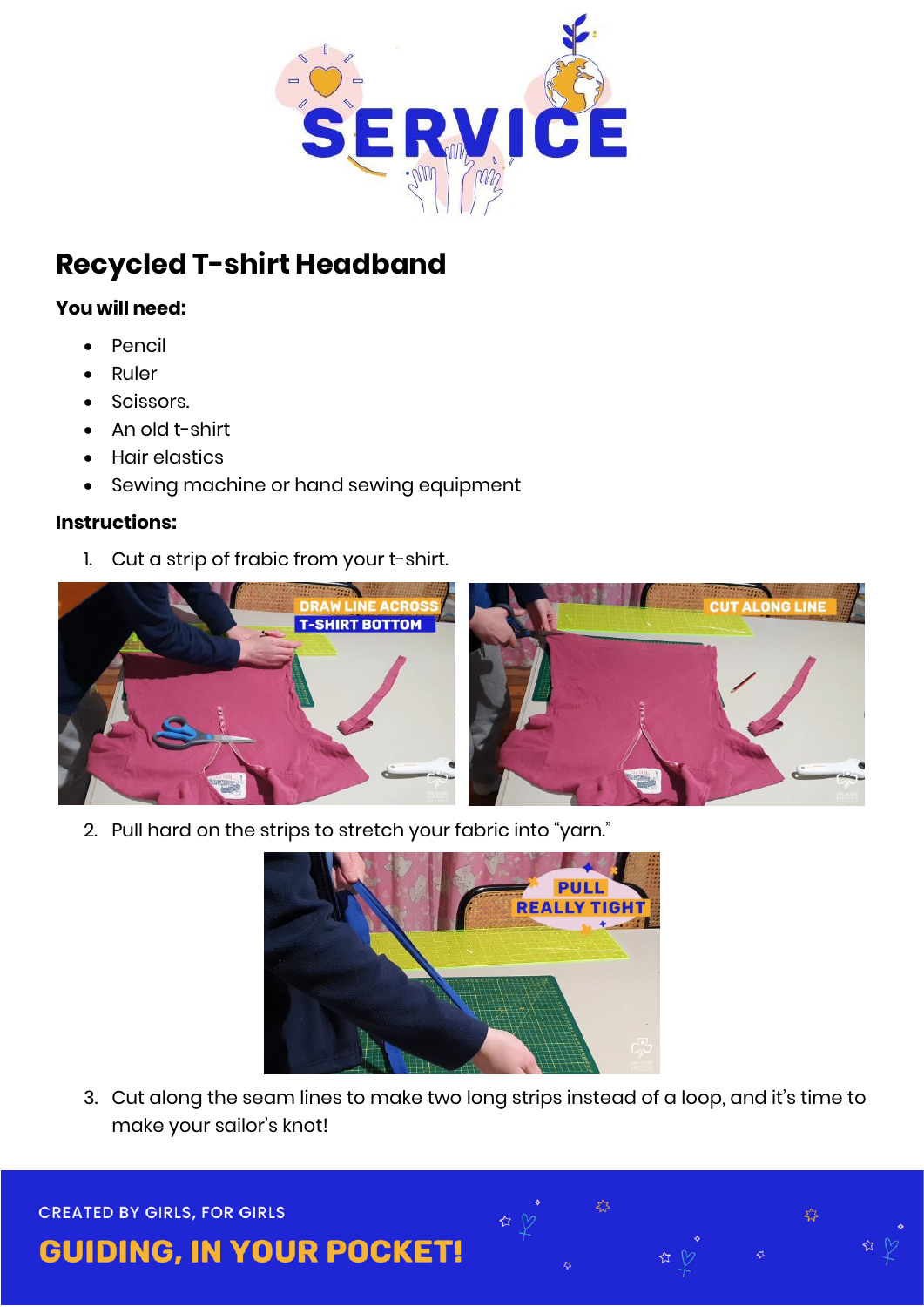# Recycled T-shirt Headband

**You will need:**

- Pencil
- Ruler
- Scissors.
- An old t-shirt
- Hair elastics
- Sewing machine or hand sewing equipment

**Instructions:**

1. Cut a strip of frabic from your t-shirt.
2. Pull hard on the strips to stretch your fabric into "yarn."
3. Cut along the seam lines to make two long strips instead of a loop, and it's time to make your sailor's knot!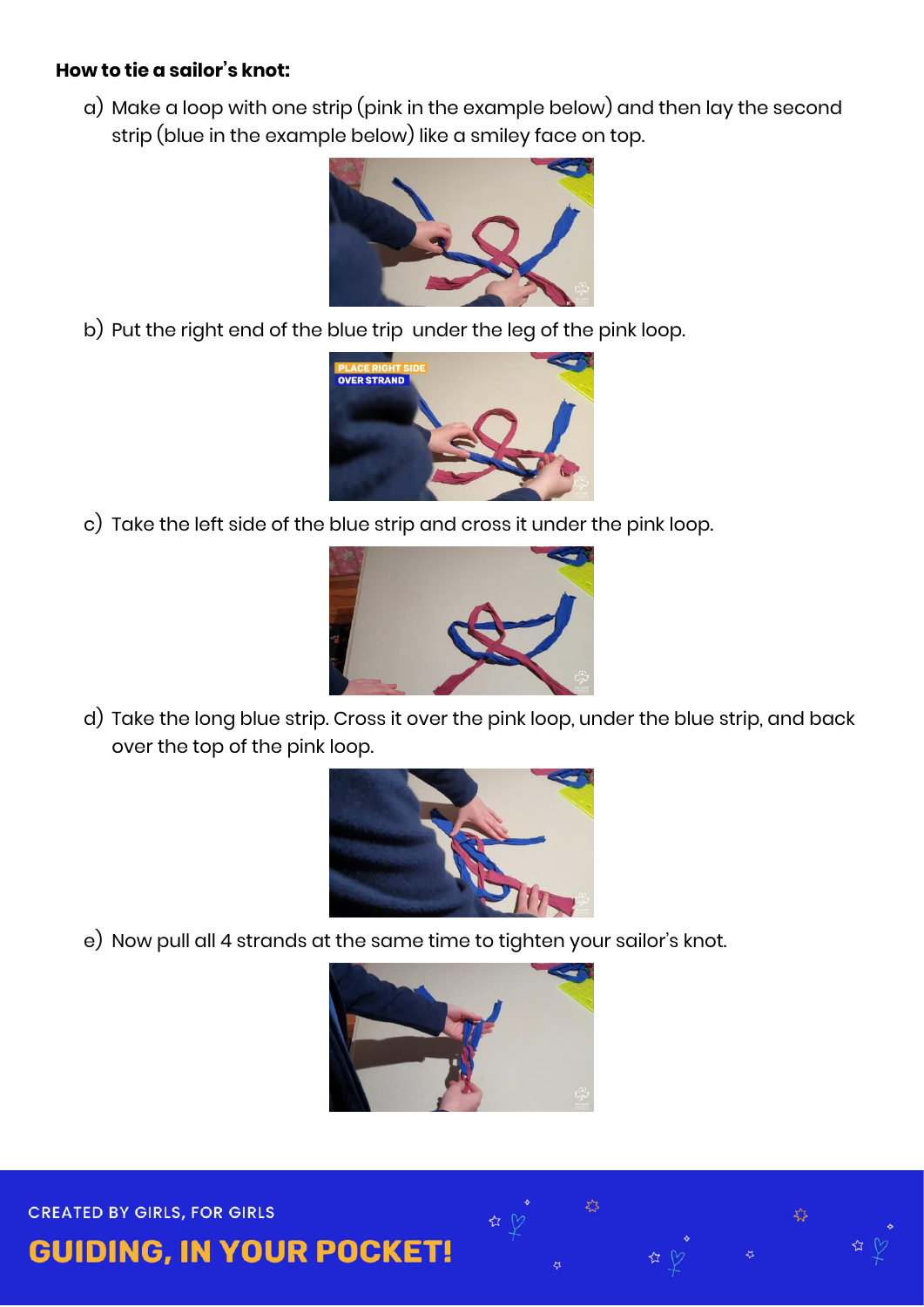**How to tie a sailor's knot:**

a) Make a loop with one strip (pink in the example below) and then lay the second strip (blue in the example below) like a smiley face on top.

b) Put the right end of the blue trip under the leg of the pink loop.

c) Take the left side of the blue strip and cross it under the pink loop.

d) Take the long blue strip. Cross it over the pink loop, under the blue strip, and back over the top of the pink loop.

e) Now pull all 4 strands at the same time to tighten your sailor's knot.

CREATED BY GIRLS, FOR GIRLS

**GUIDING, IN YOUR POCKET!**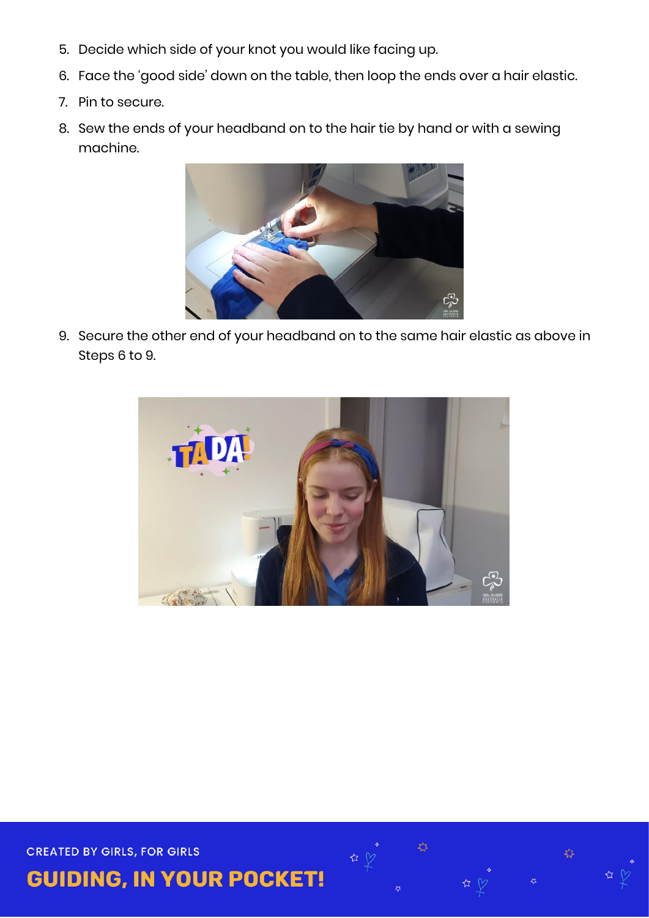5. Decide which side of your knot you would like facing up.
6. Face the 'good side' down on the table, then loop the ends over a hair elastic.
7. Pin to secure.
8. Sew the ends of your headband on to the hair tie by hand or with a sewing machine.
9. Secure the other end of your headband on to the same hair elastic as above in Steps 6 to 9.

CREATED BY GIRLS, FOR GIRLS

**GUIDING, IN YOUR POCKET!**